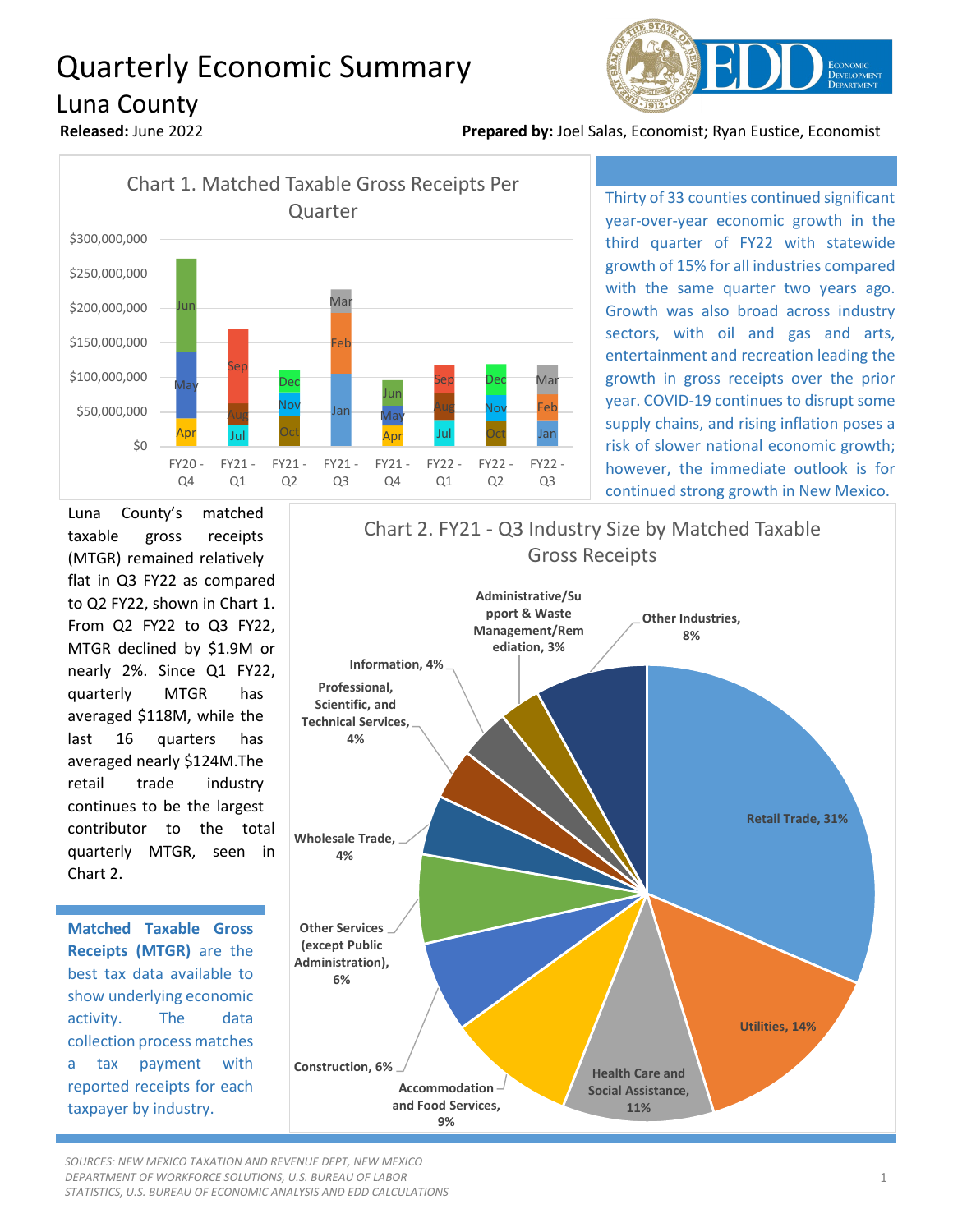# Quarterly Economic Summary

## Luna County

**Released:** June 2022

**Prepared by:** Joel Salas, Economist; Ryan Eustice, Economist

Chart 1. Matched Taxable Gross Receipts Per Quarter

Thirty of 33 counties continued significant year-over-year economic growth in the third quarter of FY22 with statewide growth of 15% for all industries compared with the same quarter two years ago. Growth was also broad across industry sectors, with oil and gas and arts, entertainment and recreation leading the growth in gross receipts over the prior year. COVID-19 continues to disrupt some supply chains, and rising inflation poses a risk of slower national economic growth; however, the immediate outlook is for continued strong growth in New Mexico.

Luna County's matched taxable gross receipts (MTGR) remained relatively flat in Q3 FY22 as compared to Q2 FY22, shown in Chart 1. From Q2 FY22 to Q3 FY22, MTGR declined by $1.9M or nearly 2%. Since Q1 FY22, quarterly MTGR has averaged $118M, while the last 16 quarters has averaged nearly $124M.The retail trade industry continues to be the largest contributor to the total quarterly MTGR, seen in Chart 2.

Chart 2. FY21 - Q3 Industry Size by Matched Taxable Gross Receipts

**Matched Taxable Gross Receipts (MTGR)** are the best tax data available to show underlying economic activity. The data collection process matches a tax payment with reported receipts for each taxpayer by industry.

*SOURCES: NEW MEXICO TAXATION AND REVENUE DEPT, NEW MEXICO DEPARTMENT OF WORKFORCE SOLUTIONS, U.S. BUREAU OF LABOR STATISTICS, U.S. BUREAU OF ECONOMIC ANALYSIS AND EDD CALCULATIONS*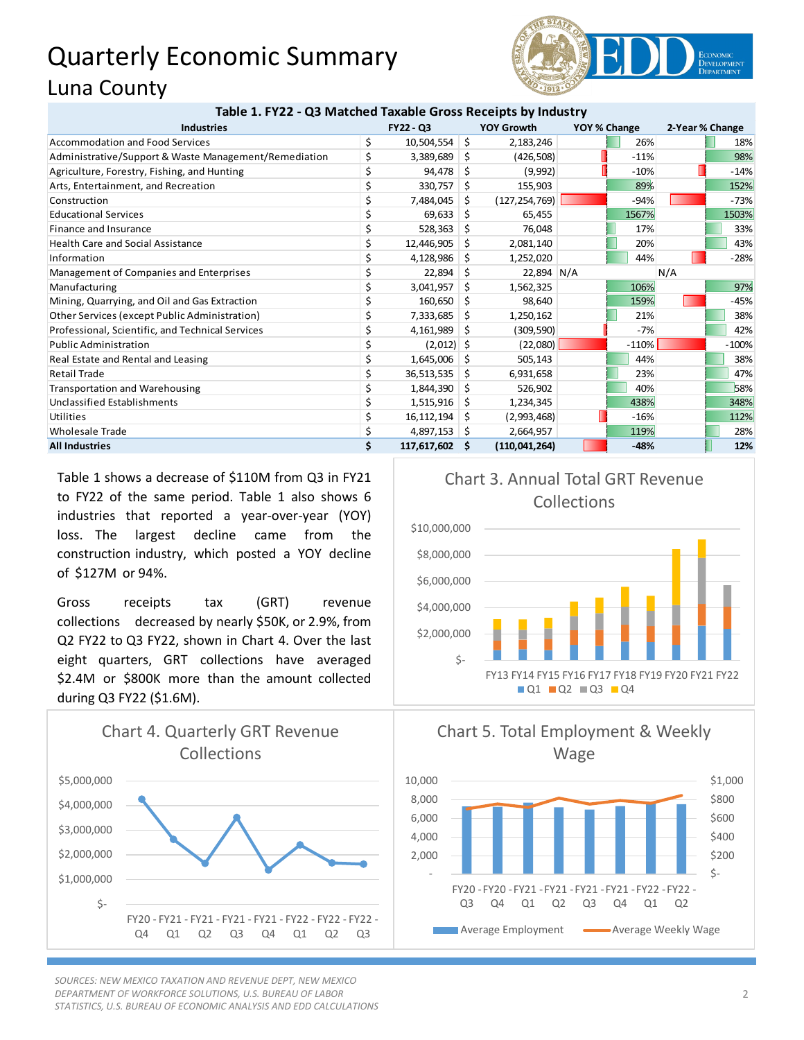# Quarterly Economic Summary

## Luna County

**Table 1. FY22 - Q3 Matched Taxable Gross Receipts by Industry**

| Industries | FY22 - Q3 | YOY Growth | YOY % Change | 2-Year % Change |
|---|---|---|---|---|
| Accommodation and Food Services | $ 10,504,554 | $ 2,183,246 | 26% | 18% |
| Administrative/Support & Waste Management/Remediation | $ 3,389,689 | $ (426,508) | -11% | 98% |
| Agriculture, Forestry, Fishing, and Hunting | $ 94,478 | $ (9,992) | -10% | -14% |
| Arts, Entertainment, and Recreation | $ 330,757 | $ 155,903 | 89% | 152% |
| Construction | $ 7,484,045 | $ (127,254,769) | -94% | -73% |
| Educational Services | $ 69,633 | $ 65,455 | 1567% | 1503% |
| Finance and Insurance | $ 528,363 | $ 76,048 | 17% | 33% |
| Health Care and Social Assistance | $ 12,446,905 | $ 2,081,140 | 20% | 43% |
| Information | $ 4,128,986 | $ 1,252,020 | 44% | -28% |
| Management of Companies and Enterprises | $ 22,894 | $ 22,894 | N/A | N/A |
| Manufacturing | $ 3,041,957 | $ 1,562,325 | 106% | 97% |
| Mining, Quarrying, and Oil and Gas Extraction | $ 160,650 | $ 98,640 | 159% | -45% |
| Other Services (except Public Administration) | $ 7,333,685 | $ 1,250,162 | 21% | 38% |
| Professional, Scientific, and Technical Services | $ 4,161,989 | $ (309,590) | -7% | 42% |
| Public Administration | $ (2,012) | $ (22,080) | -110% | -100% |
| Real Estate and Rental and Leasing | $ 1,645,006 | $ 505,143 | 44% | 38% |
| Retail Trade | $ 36,513,535 | $ 6,931,658 | 23% | 47% |
| Transportation and Warehousing | $ 1,844,390 | $ 526,902 | 40% | 58% |
| Unclassified Establishments | $ 1,515,916 | $ 1,234,345 | 438% | 348% |
| Utilities | $ 16,112,194 | $ (2,993,468) | -16% | 112% |
| Wholesale Trade | $ 4,897,153 | $ 2,664,957 | 119% | 28% |
| **All Industries** | **$ 117,617,602** | **$ (110,041,264)** | **-48%** | **12%** |

Table 1 shows a decrease of $110M from Q3 in FY21 to FY22 of the same period. Table 1 also shows 6 industries that reported a year-over-year (YOY) loss. The largest decline came from the construction industry, which posted a YOY decline of $127M or 94%.

Gross receipts tax (GRT) revenue collections decreased by nearly $50K, or 2.9%, from Q2 FY22 to Q3 FY22, shown in Chart 4. Over the last eight quarters, GRT collections have averaged $2.4M or $800K more than the amount collected during Q3 FY22 ($1.6M).

Chart 3. Annual Total GRT Revenue Collections

Chart 4. Quarterly GRT Revenue Collections

Chart 5. Total Employment & Weekly Wage

*SOURCES: NEW MEXICO TAXATION AND REVENUE DEPT, NEW MEXICO DEPARTMENT OF WORKFORCE SOLUTIONS, U.S. BUREAU OF LABOR STATISTICS, U.S. BUREAU OF ECONOMIC ANALYSIS AND EDD CALCULATIONS*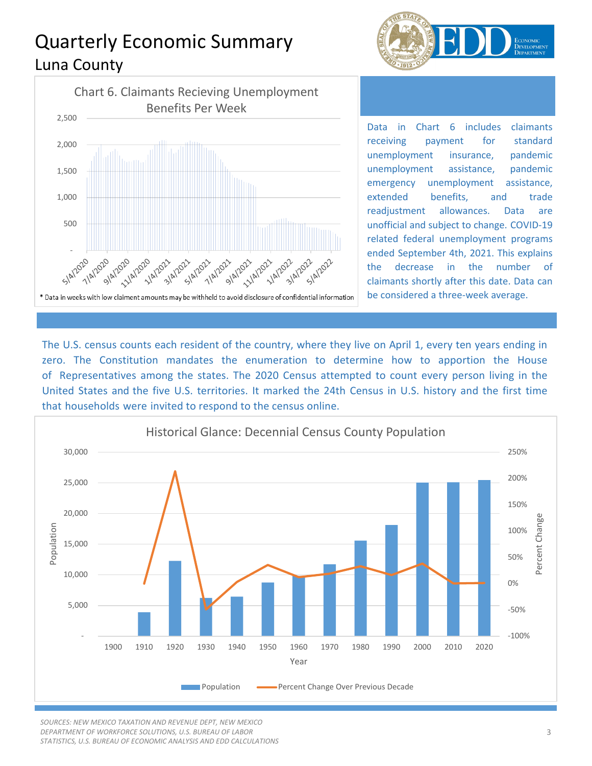# Quarterly Economic Summary

## Luna County

Chart 6. Claimants Recieving Unemployment Benefits Per Week

2,500
2,000
1,500
1,000
500
-

5/4/2020 7/4/2020 9/4/2020 11/4/2020 1/4/2021 3/4/2021 5/4/2021 7/4/2021 9/4/2021 11/4/2021 1/4/2022 3/4/2022 5/4/2022

* Data in weeks with low claiment amounts may be withheld to avoid disclosure of confidential information

Data in Chart 6 includes claimants receiving payment for standard unemployment insurance, pandemic unemployment assistance, pandemic emergency unemployment assistance, extended benefits, and trade readjustment allowances. Data are unofficial and subject to change. COVID-19 related federal unemployment programs ended September 4th, 2021. This explains the decrease in the number of claimants shortly after this date. Data can be considered a three-week average.

The U.S. census counts each resident of the country, where they live on April 1, every ten years ending in zero. The Constitution mandates the enumeration to determine how to apportion the House of Representatives among the states. The 2020 Census attempted to count every person living in the United States and the five U.S. territories. It marked the 24th Census in U.S. history and the first time that households were invited to respond to the census online.

Historical Glance: Decennial Census County Population

Population

30,000
25,000
20,000
15,000
10,000
5,000
-

Percent Change

250%
200%
150%
100%
50%
0%
-50%
-100%

Year

1900 1910 1920 1930 1940 1950 1960 1970 1980 1990 2000 2010 2020

Population
Percent Change Over Previous Decade

*SOURCES: NEW MEXICO TAXATION AND REVENUE DEPT, NEW MEXICO DEPARTMENT OF WORKFORCE SOLUTIONS, U.S. BUREAU OF LABOR STATISTICS, U.S. BUREAU OF ECONOMIC ANALYSIS AND EDD CALCULATIONS*